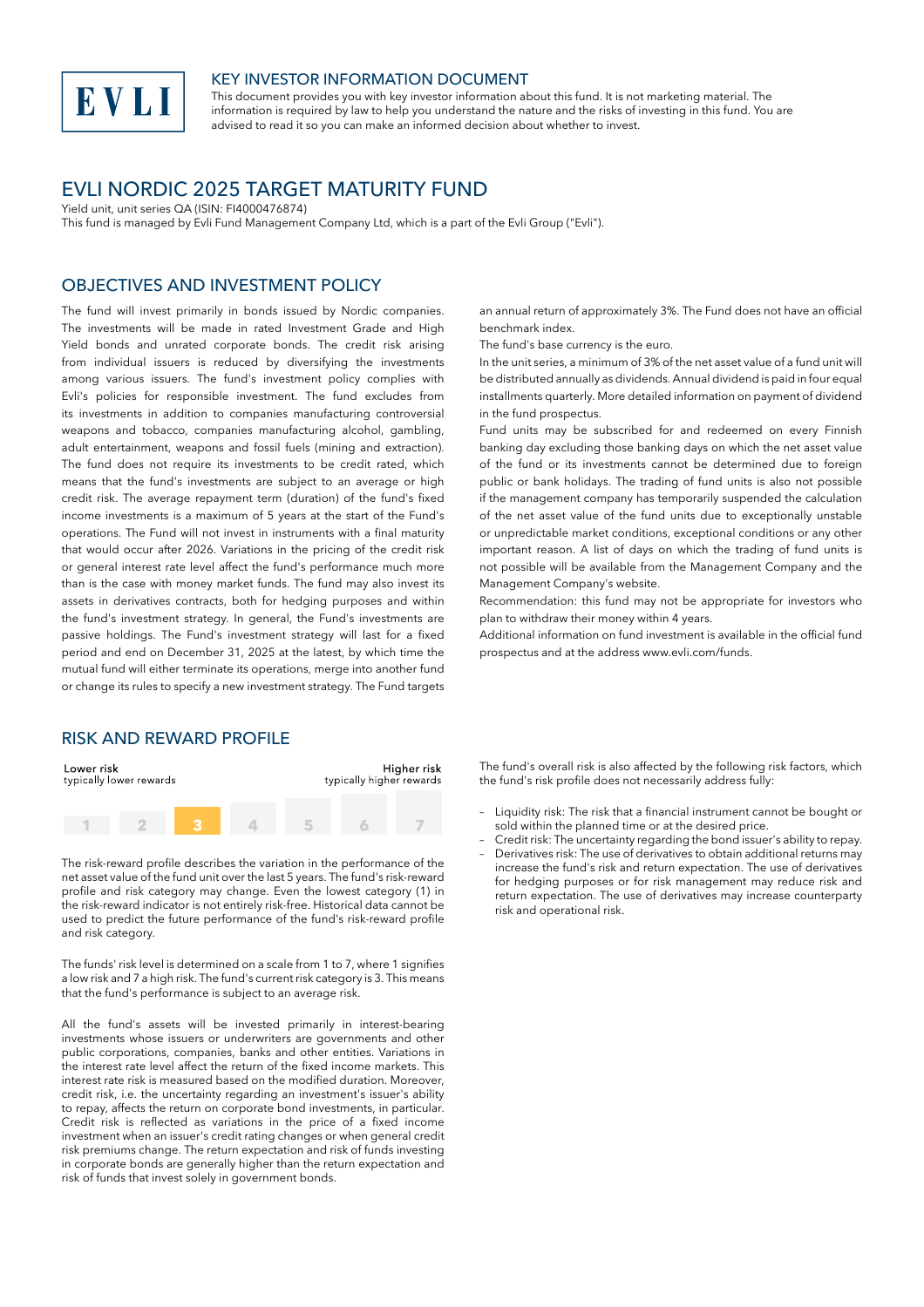EVLI

## KEY INVESTOR INFORMATION DOCUMENT

This document provides you with key investor information about this fund. It is not marketing material. The information is required by law to help you understand the nature and the risks of investing in this fund. You are advised to read it so you can make an informed decision about whether to invest.

# EVLI NORDIC 2025 TARGET MATURITY FUND

Yield unit, unit series QA (ISIN: FI4000476874)

This fund is managed by Evli Fund Management Company Ltd, which is a part of the Evli Group ("Evli").

## OBJECTIVES AND INVESTMENT POLICY

The fund will invest primarily in bonds issued by Nordic companies. The investments will be made in rated Investment Grade and High Yield bonds and unrated corporate bonds. The credit risk arising from individual issuers is reduced by diversifying the investments among various issuers. The fund's investment policy complies with Evli's policies for responsible investment. The fund excludes from its investments in addition to companies manufacturing controversial weapons and tobacco, companies manufacturing alcohol, gambling, adult entertainment, weapons and fossil fuels (mining and extraction). The fund does not require its investments to be credit rated, which means that the fund's investments are subject to an average or high credit risk. The average repayment term (duration) of the fund's fixed income investments is a maximum of 5 years at the start of the Fund's operations. The Fund will not invest in instruments with a final maturity that would occur after 2026. Variations in the pricing of the credit risk or general interest rate level affect the fund's performance much more than is the case with money market funds. The fund may also invest its assets in derivatives contracts, both for hedging purposes and within the fund's investment strategy. In general, the Fund's investments are passive holdings. The Fund's investment strategy will last for a fixed period and end on December 31, 2025 at the latest, by which time the mutual fund will either terminate its operations, merge into another fund or change its rules to specify a new investment strategy. The Fund targets an annual return of approximately 3%. The Fund does not have an official benchmark index.

The fund's base currency is the euro.

In the unit series, a minimum of 3% of the net asset value of a fund unit will be distributed annually as dividends. Annual dividend is paid in four equal installments quarterly. More detailed information on payment of dividend in the fund prospectus.

Fund units may be subscribed for and redeemed on every Finnish banking day excluding those banking days on which the net asset value of the fund or its investments cannot be determined due to foreign public or bank holidays. The trading of fund units is also not possible if the management company has temporarily suspended the calculation of the net asset value of the fund units due to exceptionally unstable or unpredictable market conditions, exceptional conditions or any other important reason. A list of days on which the trading of fund units is not possible will be available from the Management Company and the Management Company's website.

Recommendation: this fund may not be appropriate for investors who plan to withdraw their money within 4 years.

Additional information on fund investment is available in the official fund prospectus and at the address www.evli.com/funds.

## RISK AND REWARD PROFILE

| Lower risk typically lower rewards | | | | | | Higher risk typically higher rewards |
|---|---|---|---|---|---|---|
| 1 | 2 | **3** | 4 | 5 | 6 | 7 |

The risk-reward profile describes the variation in the performance of the net asset value of the fund unit over the last 5 years. The fund's risk-reward profile and risk category may change. Even the lowest category (1) in the risk-reward indicator is not entirely risk-free. Historical data cannot be used to predict the future performance of the fund's risk-reward profile and risk category.

The funds' risk level is determined on a scale from 1 to 7, where 1 signifies a low risk and 7 a high risk. The fund's current risk category is 3. This means that the fund's performance is subject to an average risk.

All the fund's assets will be invested primarily in interest-bearing investments whose issuers or underwriters are governments and other public corporations, companies, banks and other entities. Variations in the interest rate level affect the return of the fixed income markets. This interest rate risk is measured based on the modified duration. Moreover, credit risk, i.e. the uncertainty regarding an investment's issuer's ability to repay, affects the return on corporate bond investments, in particular. Credit risk is reflected as variations in the price of a fixed income investment when an issuer's credit rating changes or when general credit risk premiums change. The return expectation and risk of funds investing in corporate bonds are generally higher than the return expectation and risk of funds that invest solely in government bonds.

The fund's overall risk is also affected by the following risk factors, which the fund's risk profile does not necessarily address fully:

- Liquidity risk: The risk that a financial instrument cannot be bought or sold within the planned time or at the desired price.
- Credit risk: The uncertainty regarding the bond issuer's ability to repay.
- Derivatives risk: The use of derivatives to obtain additional returns may increase the fund's risk and return expectation. The use of derivatives for hedging purposes or for risk management may reduce risk and return expectation. The use of derivatives may increase counterparty risk and operational risk.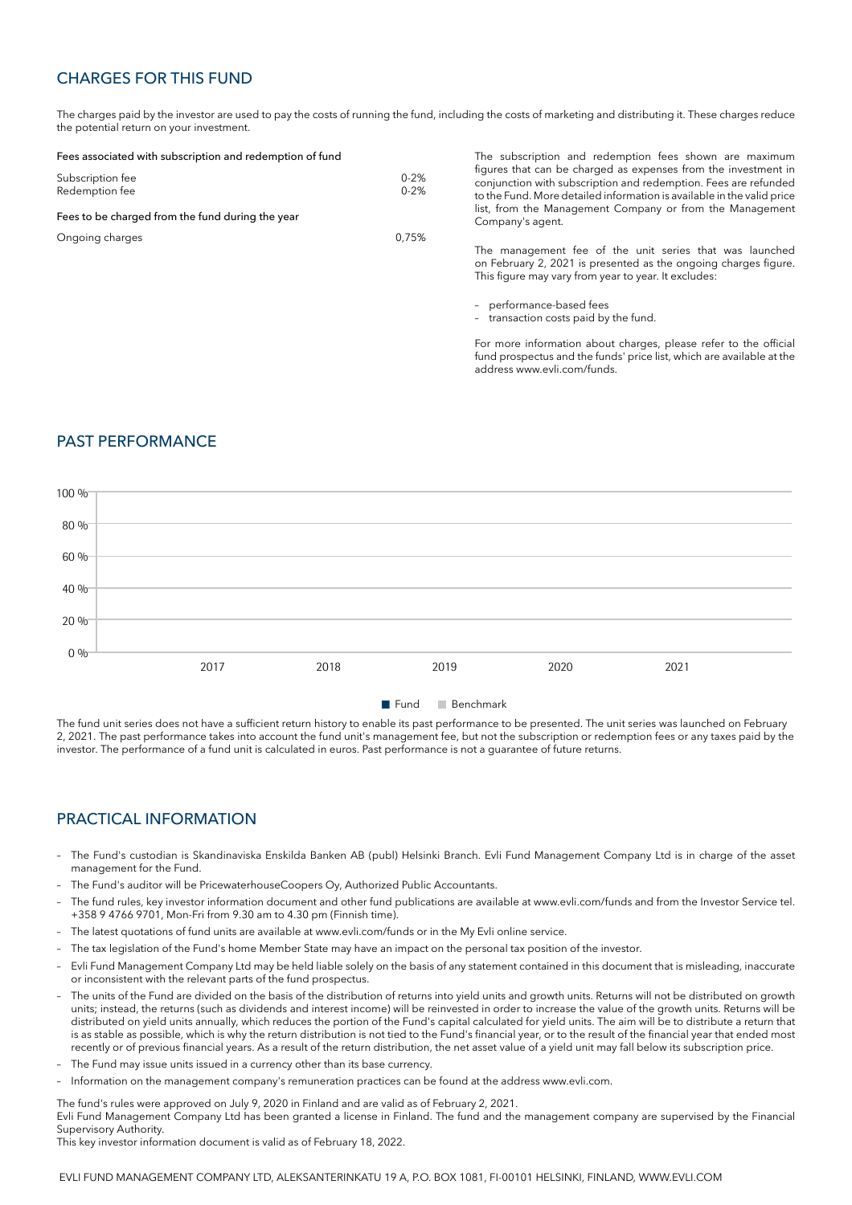## CHARGES FOR THIS FUND

The charges paid by the investor are used to pay the costs of running the fund, including the costs of marketing and distributing it. These charges reduce the potential return on your investment.

| Fees associated with subscription and redemption of fund | |
|---|---|
| Subscription fee | 0-2% |
| Redemption fee | 0-2% |
| **Fees to be charged from the fund during the year** | |
| Ongoing charges | 0,75% |

The subscription and redemption fees shown are maximum figures that can be charged as expenses from the investment in conjunction with subscription and redemption. Fees are refunded to the Fund. More detailed information is available in the valid price list, from the Management Company or from the Management Company's agent.

The management fee of the unit series that was launched on February 2, 2021 is presented as the ongoing charges figure. This figure may vary from year to year. It excludes:

- performance-based fees
- transaction costs paid by the fund.

For more information about charges, please refer to the official fund prospectus and the funds' price list, which are available at the address www.evli.com/funds.

## PAST PERFORMANCE

100 %
80 %
60 %
40 %
20 %
0 %
2017
2018
2019
2020
2021
Fund
Benchmark

The fund unit series does not have a sufficient return history to enable its past performance to be presented. The unit series was launched on February 2, 2021. The past performance takes into account the fund unit's management fee, but not the subscription or redemption fees or any taxes paid by the investor. The performance of a fund unit is calculated in euros. Past performance is not a guarantee of future returns.

## PRACTICAL INFORMATION

- The Fund's custodian is Skandinaviska Enskilda Banken AB (publ) Helsinki Branch. Evli Fund Management Company Ltd is in charge of the asset management for the Fund.
- The Fund's auditor will be PricewaterhouseCoopers Oy, Authorized Public Accountants.
- The fund rules, key investor information document and other fund publications are available at www.evli.com/funds and from the Investor Service tel. +358 9 4766 9701, Mon-Fri from 9.30 am to 4.30 pm (Finnish time).
- The latest quotations of fund units are available at www.evli.com/funds or in the My Evli online service.
- The tax legislation of the Fund's home Member State may have an impact on the personal tax position of the investor.
- Evli Fund Management Company Ltd may be held liable solely on the basis of any statement contained in this document that is misleading, inaccurate or inconsistent with the relevant parts of the fund prospectus.
- The units of the Fund are divided on the basis of the distribution of returns into yield units and growth units. Returns will not be distributed on growth units; instead, the returns (such as dividends and interest income) will be reinvested in order to increase the value of the growth units. Returns will be distributed on yield units annually, which reduces the portion of the Fund's capital calculated for yield units. The aim will be to distribute a return that is as stable as possible, which is why the return distribution is not tied to the Fund's financial year, or to the result of the financial year that ended most recently or of previous financial years. As a result of the return distribution, the net asset value of a yield unit may fall below its subscription price.
- The Fund may issue units issued in a currency other than its base currency.
- Information on the management company's remuneration practices can be found at the address www.evli.com.

The fund's rules were approved on July 9, 2020 in Finland and are valid as of February 2, 2021.
Evli Fund Management Company Ltd has been granted a license in Finland. The fund and the management company are supervised by the Financial Supervisory Authority.
This key investor information document is valid as of February 18, 2022.

EVLI FUND MANAGEMENT COMPANY LTD, ALEKSANTERINKATU 19 A, P.O. BOX 1081, FI-00101 HELSINKI, FINLAND, WWW.EVLI.COM